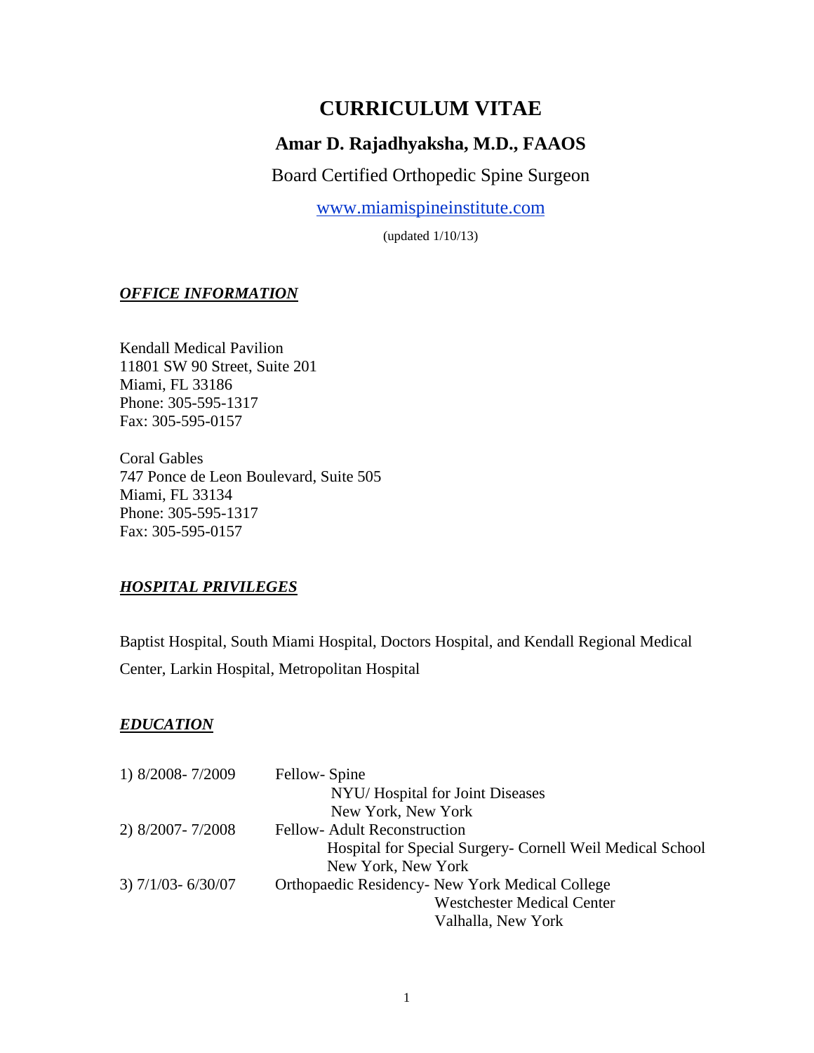# CURRICULUM VITAE

## Amar D. Rajadhyaksha, M.D., FAAOS

Board Certified Orthopedic Spine Surgeon

www.miamispineinstitute.com

(updated 1/10/13)

### ***OFFICE INFORMATION***

Kendall Medical Pavilion
11801 SW 90 Street, Suite 201
Miami, FL 33186
Phone: 305-595-1317
Fax: 305-595-0157

Coral Gables
747 Ponce de Leon Boulevard, Suite 505
Miami, FL 33134
Phone: 305-595-1317
Fax: 305-595-0157

### ***HOSPITAL PRIVILEGES***

Baptist Hospital, South Miami Hospital, Doctors Hospital, and Kendall Regional Medical Center, Larkin Hospital, Metropolitan Hospital

### ***EDUCATION***

1) 8/2008- 7/2009 — Fellow- Spine
NYU/ Hospital for Joint Diseases
New York, New York

2) 8/2007- 7/2008 — Fellow- Adult Reconstruction
Hospital for Special Surgery- Cornell Weil Medical School
New York, New York

3) 7/1/03- 6/30/07 — Orthopaedic Residency- New York Medical College
Westchester Medical Center
Valhalla, New York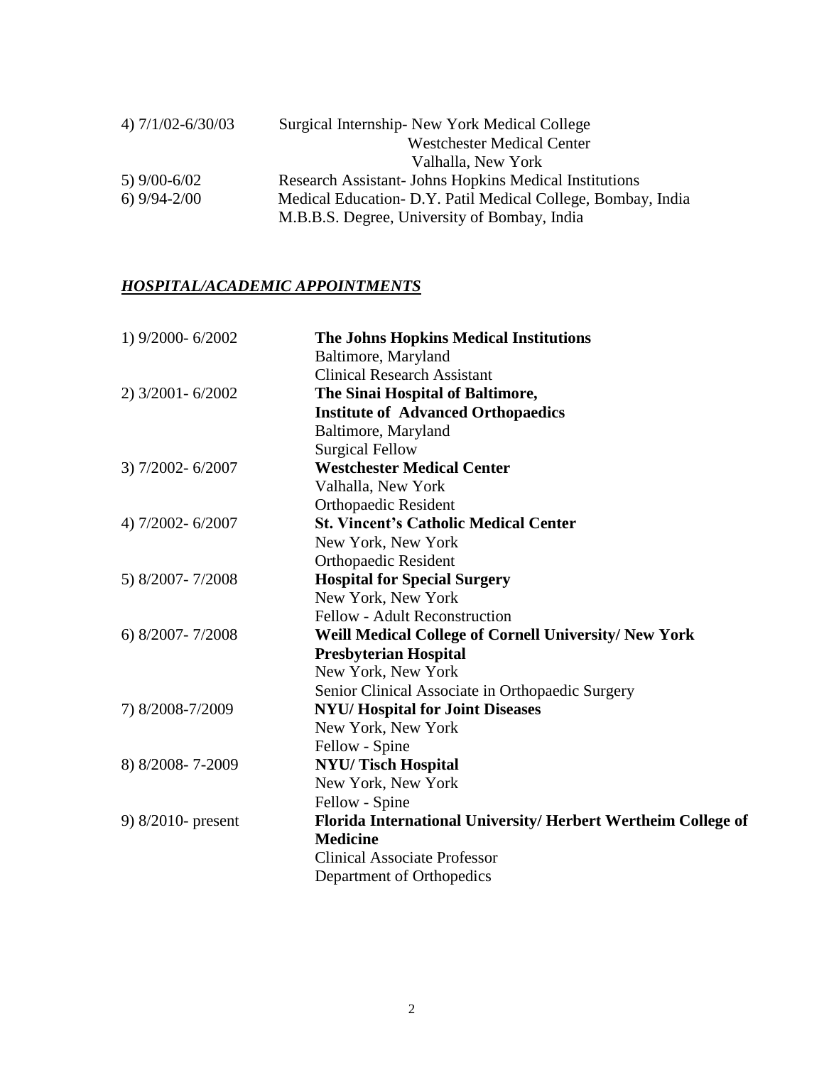4) 7/1/02-6/30/03 Surgical Internship- New York Medical College
Westchester Medical Center
Valhalla, New York

5) 9/00-6/02 Research Assistant- Johns Hopkins Medical Institutions

6) 9/94-2/00 Medical Education- D.Y. Patil Medical College, Bombay, India
M.B.B.S. Degree, University of Bombay, India

## ***HOSPITAL/ACADEMIC APPOINTMENTS***

1) 9/2000- 6/2002 **The Johns Hopkins Medical Institutions**
Baltimore, Maryland
Clinical Research Assistant

2) 3/2001- 6/2002 **The Sinai Hospital of Baltimore,**
**Institute of Advanced Orthopaedics**
Baltimore, Maryland
Surgical Fellow

3) 7/2002- 6/2007 **Westchester Medical Center**
Valhalla, New York
Orthopaedic Resident

4) 7/2002- 6/2007 **St. Vincent's Catholic Medical Center**
New York, New York
Orthopaedic Resident

5) 8/2007- 7/2008 **Hospital for Special Surgery**
New York, New York
Fellow - Adult Reconstruction

6) 8/2007- 7/2008 **Weill Medical College of Cornell University/ New York Presbyterian Hospital**
New York, New York
Senior Clinical Associate in Orthopaedic Surgery

7) 8/2008-7/2009 **NYU/ Hospital for Joint Diseases**
New York, New York
Fellow - Spine

8) 8/2008- 7-2009 **NYU/ Tisch Hospital**
New York, New York
Fellow - Spine

9) 8/2010- present **Florida International University/ Herbert Wertheim College of Medicine**
Clinical Associate Professor
Department of Orthopedics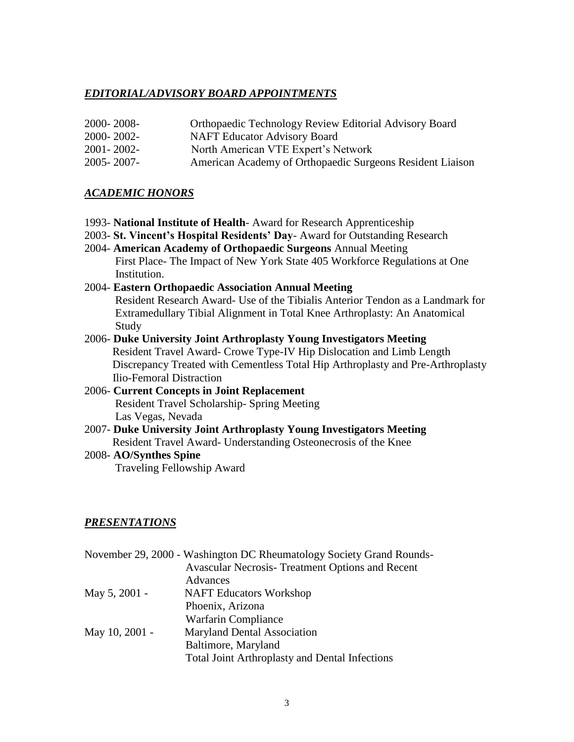## ***EDITORIAL/ADVISORY BOARD APPOINTMENTS***

2000- 2008- Orthopaedic Technology Review Editorial Advisory Board
2000- 2002- NAFT Educator Advisory Board
2001- 2002- North American VTE Expert's Network
2005- 2007- American Academy of Orthopaedic Surgeons Resident Liaison

## ***ACADEMIC HONORS***

1993- **National Institute of Health**- Award for Research Apprenticeship
2003- **St. Vincent's Hospital Residents' Day**- Award for Outstanding Research
2004- **American Academy of Orthopaedic Surgeons** Annual Meeting
First Place- The Impact of New York State 405 Workforce Regulations at One Institution.
2004- **Eastern Orthopaedic Association Annual Meeting**
Resident Research Award- Use of the Tibialis Anterior Tendon as a Landmark for Extramedullary Tibial Alignment in Total Knee Arthroplasty: An Anatomical Study
2006- **Duke University Joint Arthroplasty Young Investigators Meeting**
Resident Travel Award- Crowe Type-IV Hip Dislocation and Limb Length Discrepancy Treated with Cementless Total Hip Arthroplasty and Pre-Arthroplasty Ilio-Femoral Distraction
2006- **Current Concepts in Joint Replacement**
Resident Travel Scholarship- Spring Meeting
Las Vegas, Nevada
2007- **Duke University Joint Arthroplasty Young Investigators Meeting**
Resident Travel Award- Understanding Osteonecrosis of the Knee
2008- **AO/Synthes Spine**
Traveling Fellowship Award

## ***PRESENTATIONS***

November 29, 2000 - Washington DC Rheumatology Society Grand Rounds-
Avascular Necrosis- Treatment Options and Recent Advances

May 5, 2001 - NAFT Educators Workshop
Phoenix, Arizona
Warfarin Compliance

May 10, 2001 - Maryland Dental Association
Baltimore, Maryland
Total Joint Arthroplasty and Dental Infections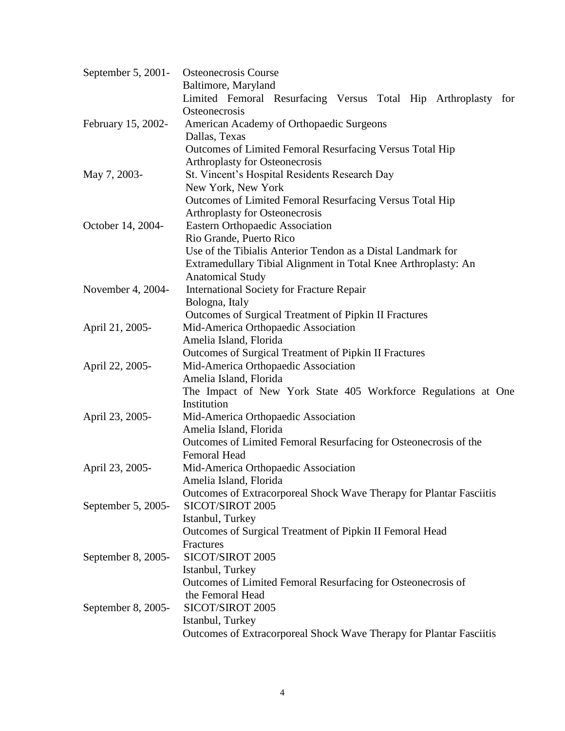September 5, 2001- Osteonecrosis Course
Baltimore, Maryland
Limited Femoral Resurfacing Versus Total Hip Arthroplasty for Osteonecrosis

February 15, 2002- American Academy of Orthopaedic Surgeons
Dallas, Texas
Outcomes of Limited Femoral Resurfacing Versus Total Hip Arthroplasty for Osteonecrosis

May 7, 2003- St. Vincent's Hospital Residents Research Day
New York, New York
Outcomes of Limited Femoral Resurfacing Versus Total Hip Arthroplasty for Osteonecrosis

October 14, 2004- Eastern Orthopaedic Association
Rio Grande, Puerto Rico
Use of the Tibialis Anterior Tendon as a Distal Landmark for Extramedullary Tibial Alignment in Total Knee Arthroplasty: An Anatomical Study

November 4, 2004- International Society for Fracture Repair
Bologna, Italy
Outcomes of Surgical Treatment of Pipkin II Fractures

April 21, 2005- Mid-America Orthopaedic Association
Amelia Island, Florida
Outcomes of Surgical Treatment of Pipkin II Fractures

April 22, 2005- Mid-America Orthopaedic Association
Amelia Island, Florida
The Impact of New York State 405 Workforce Regulations at One Institution

April 23, 2005- Mid-America Orthopaedic Association
Amelia Island, Florida
Outcomes of Limited Femoral Resurfacing for Osteonecrosis of the Femoral Head

April 23, 2005- Mid-America Orthopaedic Association
Amelia Island, Florida
Outcomes of Extracorporeal Shock Wave Therapy for Plantar Fasciitis

September 5, 2005- SICOT/SIROT 2005
Istanbul, Turkey
Outcomes of Surgical Treatment of Pipkin II Femoral Head Fractures

September 8, 2005- SICOT/SIROT 2005
Istanbul, Turkey
Outcomes of Limited Femoral Resurfacing for Osteonecrosis of the Femoral Head

September 8, 2005- SICOT/SIROT 2005
Istanbul, Turkey
Outcomes of Extracorporeal Shock Wave Therapy for Plantar Fasciitis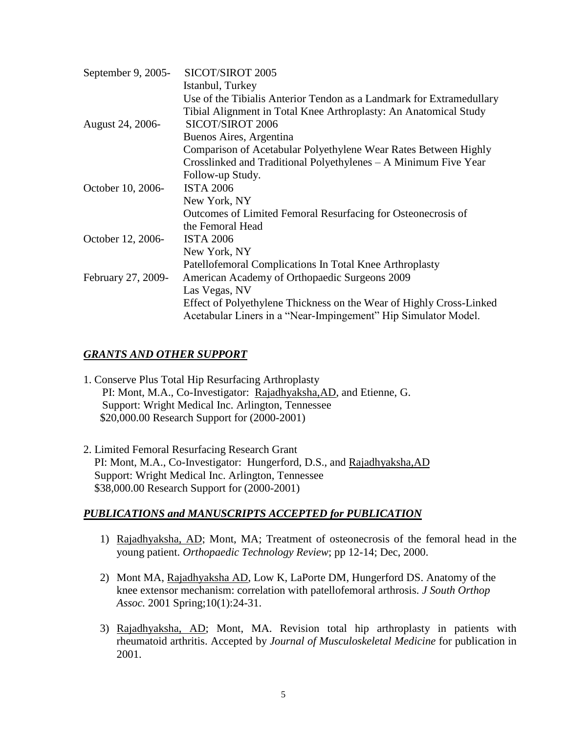| | |
|---|---|
| September 9, 2005- | SICOT/SIROT 2005<br>Istanbul, Turkey<br>Use of the Tibialis Anterior Tendon as a Landmark for Extramedullary Tibial Alignment in Total Knee Arthroplasty: An Anatomical Study |
| August 24, 2006- | SICOT/SIROT 2006<br>Buenos Aires, Argentina<br>Comparison of Acetabular Polyethylene Wear Rates Between Highly Crosslinked and Traditional Polyethylenes – A Minimum Five Year Follow-up Study. |
| October 10, 2006- | ISTA 2006<br>New York, NY<br>Outcomes of Limited Femoral Resurfacing for Osteonecrosis of the Femoral Head |
| October 12, 2006- | ISTA 2006<br>New York, NY<br>Patellofemoral Complications In Total Knee Arthroplasty |
| February 27, 2009- | American Academy of Orthopaedic Surgeons 2009<br>Las Vegas, NV<br>Effect of Polyethylene Thickness on the Wear of Highly Cross-Linked Acetabular Liners in a "Near-Impingement" Hip Simulator Model. |

## ***GRANTS AND OTHER SUPPORT***

1. Conserve Plus Total Hip Resurfacing Arthroplasty
   PI: Mont, M.A., Co-Investigator: Rajadhyaksha,AD, and Etienne, G.
   Support: Wright Medical Inc. Arlington, Tennessee
   $20,000.00 Research Support for (2000-2001)

2. Limited Femoral Resurfacing Research Grant
   PI: Mont, M.A., Co-Investigator: Hungerford, D.S., and Rajadhyaksha,AD
   Support: Wright Medical Inc. Arlington, Tennessee
   $38,000.00 Research Support for (2000-2001)

## ***PUBLICATIONS and MANUSCRIPTS ACCEPTED for PUBLICATION***

1) Rajadhyaksha, AD; Mont, MA; Treatment of osteonecrosis of the femoral head in the young patient. *Orthopaedic Technology Review*; pp 12-14; Dec, 2000.

2) Mont MA, Rajadhyaksha AD, Low K, LaPorte DM, Hungerford DS. Anatomy of the knee extensor mechanism: correlation with patellofemoral arthrosis. *J South Orthop Assoc.* 2001 Spring;10(1):24-31.

3) Rajadhyaksha, AD; Mont, MA. Revision total hip arthroplasty in patients with rheumatoid arthritis. Accepted by *Journal of Musculoskeletal Medicine* for publication in 2001.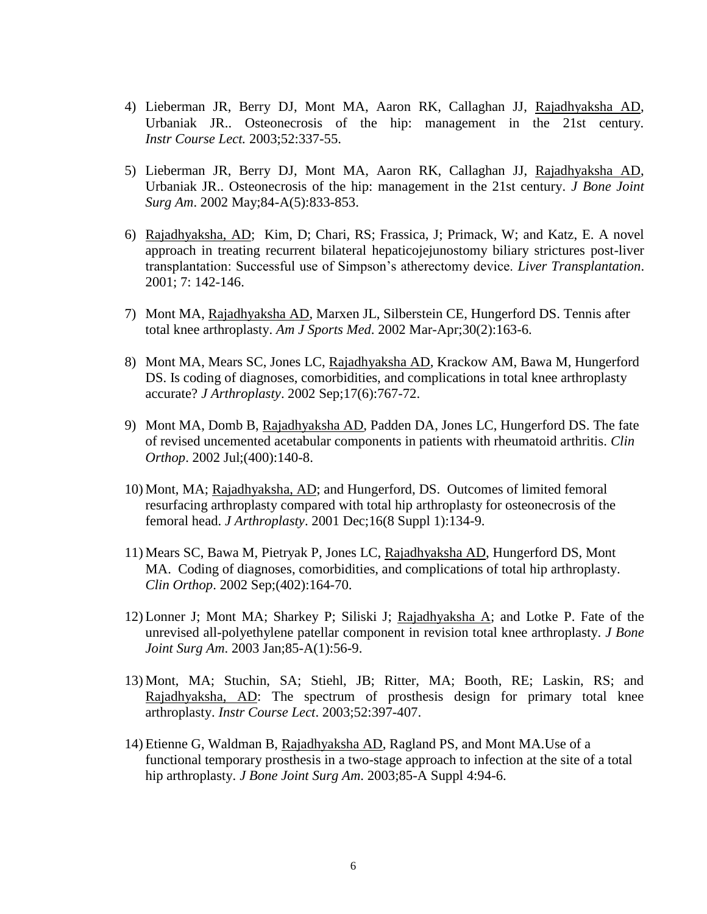4) Lieberman JR, Berry DJ, Mont MA, Aaron RK, Callaghan JJ, <u>Rajadhyaksha AD</u>, Urbaniak JR.. Osteonecrosis of the hip: management in the 21st century. *Instr Course Lect.* 2003;52:337-55.

5) Lieberman JR, Berry DJ, Mont MA, Aaron RK, Callaghan JJ, <u>Rajadhyaksha AD</u>, Urbaniak JR.. Osteonecrosis of the hip: management in the 21st century. *J Bone Joint Surg Am*. 2002 May;84-A(5):833-853.

6) <u>Rajadhyaksha, AD</u>; Kim, D; Chari, RS; Frassica, J; Primack, W; and Katz, E. A novel approach in treating recurrent bilateral hepaticojejunostomy biliary strictures post-liver transplantation: Successful use of Simpson's atherectomy device. *Liver Transplantation*. 2001; 7: 142-146.

7) Mont MA, <u>Rajadhyaksha AD</u>, Marxen JL, Silberstein CE, Hungerford DS. Tennis after total knee arthroplasty. *Am J Sports Med*. 2002 Mar-Apr;30(2):163-6.

8) Mont MA, Mears SC, Jones LC, <u>Rajadhyaksha AD</u>, Krackow AM, Bawa M, Hungerford DS. Is coding of diagnoses, comorbidities, and complications in total knee arthroplasty accurate? *J Arthroplasty*. 2002 Sep;17(6):767-72.

9) Mont MA, Domb B, <u>Rajadhyaksha AD</u>, Padden DA, Jones LC, Hungerford DS. The fate of revised uncemented acetabular components in patients with rheumatoid arthritis. *Clin Orthop*. 2002 Jul;(400):140-8.

10) Mont, MA; <u>Rajadhyaksha, AD</u>; and Hungerford, DS. Outcomes of limited femoral resurfacing arthroplasty compared with total hip arthroplasty for osteonecrosis of the femoral head. *J Arthroplasty*. 2001 Dec;16(8 Suppl 1):134-9.

11) Mears SC, Bawa M, Pietryak P, Jones LC, <u>Rajadhyaksha AD</u>, Hungerford DS, Mont MA. Coding of diagnoses, comorbidities, and complications of total hip arthroplasty. *Clin Orthop*. 2002 Sep;(402):164-70.

12) Lonner J; Mont MA; Sharkey P; Siliski J; <u>Rajadhyaksha A</u>; and Lotke P. Fate of the unrevised all-polyethylene patellar component in revision total knee arthroplasty. *J Bone Joint Surg Am*. 2003 Jan;85-A(1):56-9.

13) Mont, MA; Stuchin, SA; Stiehl, JB; Ritter, MA; Booth, RE; Laskin, RS; and <u>Rajadhyaksha, AD</u>: The spectrum of prosthesis design for primary total knee arthroplasty. *Instr Course Lect*. 2003;52:397-407.

14) Etienne G, Waldman B, <u>Rajadhyaksha AD</u>, Ragland PS, and Mont MA.Use of a functional temporary prosthesis in a two-stage approach to infection at the site of a total hip arthroplasty. *J Bone Joint Surg Am*. 2003;85-A Suppl 4:94-6.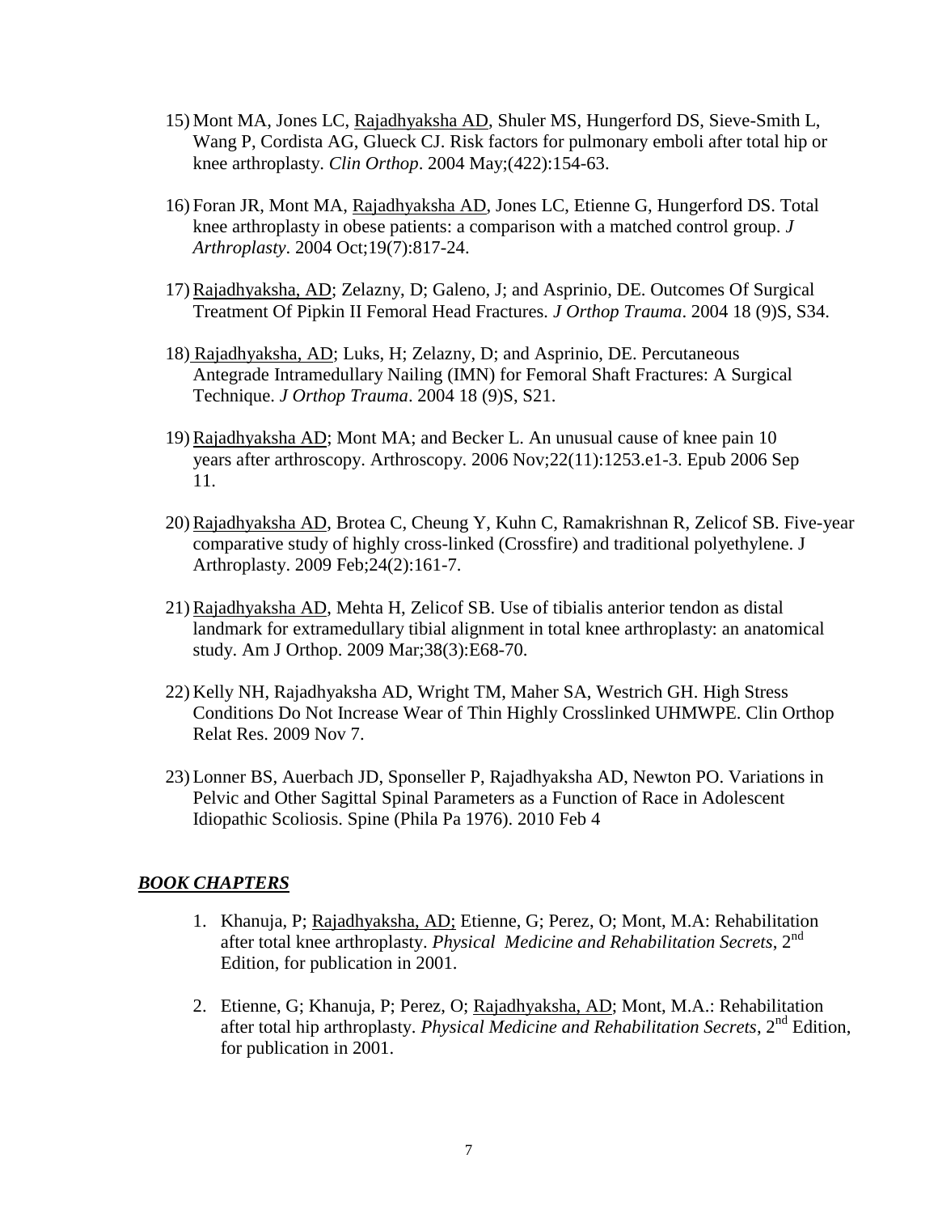15) Mont MA, Jones LC, Rajadhyaksha AD, Shuler MS, Hungerford DS, Sieve-Smith L, Wang P, Cordista AG, Glueck CJ. Risk factors for pulmonary emboli after total hip or knee arthroplasty. *Clin Orthop*. 2004 May;(422):154-63.

16) Foran JR, Mont MA, Rajadhyaksha AD, Jones LC, Etienne G, Hungerford DS. Total knee arthroplasty in obese patients: a comparison with a matched control group. *J Arthroplasty*. 2004 Oct;19(7):817-24.

17) Rajadhyaksha, AD; Zelazny, D; Galeno, J; and Asprinio, DE. Outcomes Of Surgical Treatment Of Pipkin II Femoral Head Fractures. *J Orthop Trauma*. 2004 18 (9)S, S34.

18) Rajadhyaksha, AD; Luks, H; Zelazny, D; and Asprinio, DE. Percutaneous Antegrade Intramedullary Nailing (IMN) for Femoral Shaft Fractures: A Surgical Technique. *J Orthop Trauma*. 2004 18 (9)S, S21.

19) Rajadhyaksha AD; Mont MA; and Becker L. An unusual cause of knee pain 10 years after arthroscopy. Arthroscopy. 2006 Nov;22(11):1253.e1-3. Epub 2006 Sep 11.

20) Rajadhyaksha AD, Brotea C, Cheung Y, Kuhn C, Ramakrishnan R, Zelicof SB. Five-year comparative study of highly cross-linked (Crossfire) and traditional polyethylene. J Arthroplasty. 2009 Feb;24(2):161-7.

21) Rajadhyaksha AD, Mehta H, Zelicof SB. Use of tibialis anterior tendon as distal landmark for extramedullary tibial alignment in total knee arthroplasty: an anatomical study. Am J Orthop. 2009 Mar;38(3):E68-70.

22) Kelly NH, Rajadhyaksha AD, Wright TM, Maher SA, Westrich GH. High Stress Conditions Do Not Increase Wear of Thin Highly Crosslinked UHMWPE. Clin Orthop Relat Res. 2009 Nov 7.

23) Lonner BS, Auerbach JD, Sponseller P, Rajadhyaksha AD, Newton PO. Variations in Pelvic and Other Sagittal Spinal Parameters as a Function of Race in Adolescent Idiopathic Scoliosis. Spine (Phila Pa 1976). 2010 Feb 4

## ***BOOK CHAPTERS***

1. Khanuja, P; Rajadhyaksha, AD; Etienne, G; Perez, O; Mont, M.A: Rehabilitation after total knee arthroplasty. *Physical Medicine and Rehabilitation Secrets*, 2nd Edition, for publication in 2001.

2. Etienne, G; Khanuja, P; Perez, O; Rajadhyaksha, AD; Mont, M.A.: Rehabilitation after total hip arthroplasty. *Physical Medicine and Rehabilitation Secrets*, 2nd Edition, for publication in 2001.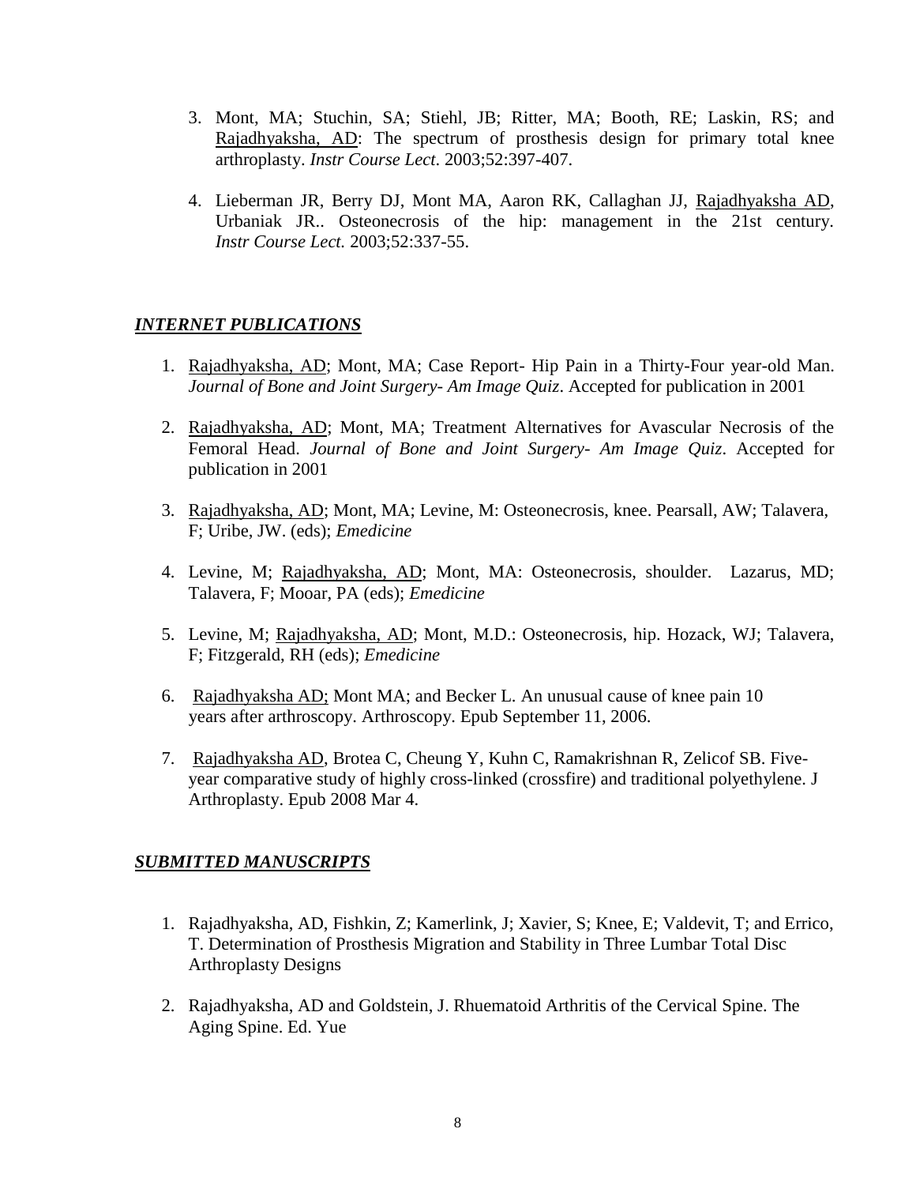3. Mont, MA; Stuchin, SA; Stiehl, JB; Ritter, MA; Booth, RE; Laskin, RS; and Rajadhyaksha, AD: The spectrum of prosthesis design for primary total knee arthroplasty. *Instr Course Lect*. 2003;52:397-407.

4. Lieberman JR, Berry DJ, Mont MA, Aaron RK, Callaghan JJ, Rajadhyaksha AD, Urbaniak JR.. Osteonecrosis of the hip: management in the 21st century. *Instr Course Lect.* 2003;52:337-55.

## *INTERNET PUBLICATIONS*

1. Rajadhyaksha, AD; Mont, MA; Case Report- Hip Pain in a Thirty-Four year-old Man. *Journal of Bone and Joint Surgery- Am Image Quiz*. Accepted for publication in 2001

2. Rajadhyaksha, AD; Mont, MA; Treatment Alternatives for Avascular Necrosis of the Femoral Head. *Journal of Bone and Joint Surgery- Am Image Quiz*. Accepted for publication in 2001

3. Rajadhyaksha, AD; Mont, MA; Levine, M: Osteonecrosis, knee. Pearsall, AW; Talavera, F; Uribe, JW. (eds); *Emedicine*

4. Levine, M; Rajadhyaksha, AD; Mont, MA: Osteonecrosis, shoulder. Lazarus, MD; Talavera, F; Mooar, PA (eds); *Emedicine*

5. Levine, M; Rajadhyaksha, AD; Mont, M.D.: Osteonecrosis, hip. Hozack, WJ; Talavera, F; Fitzgerald, RH (eds); *Emedicine*

6. Rajadhyaksha AD; Mont MA; and Becker L. An unusual cause of knee pain 10 years after arthroscopy. Arthroscopy. Epub September 11, 2006.

7. Rajadhyaksha AD, Brotea C, Cheung Y, Kuhn C, Ramakrishnan R, Zelicof SB. Five-year comparative study of highly cross-linked (crossfire) and traditional polyethylene. J Arthroplasty. Epub 2008 Mar 4.

## *SUBMITTED MANUSCRIPTS*

1. Rajadhyaksha, AD, Fishkin, Z; Kamerlink, J; Xavier, S; Knee, E; Valdevit, T; and Errico, T. Determination of Prosthesis Migration and Stability in Three Lumbar Total Disc Arthroplasty Designs

2. Rajadhyaksha, AD and Goldstein, J. Rhuematoid Arthritis of the Cervical Spine. The Aging Spine. Ed. Yue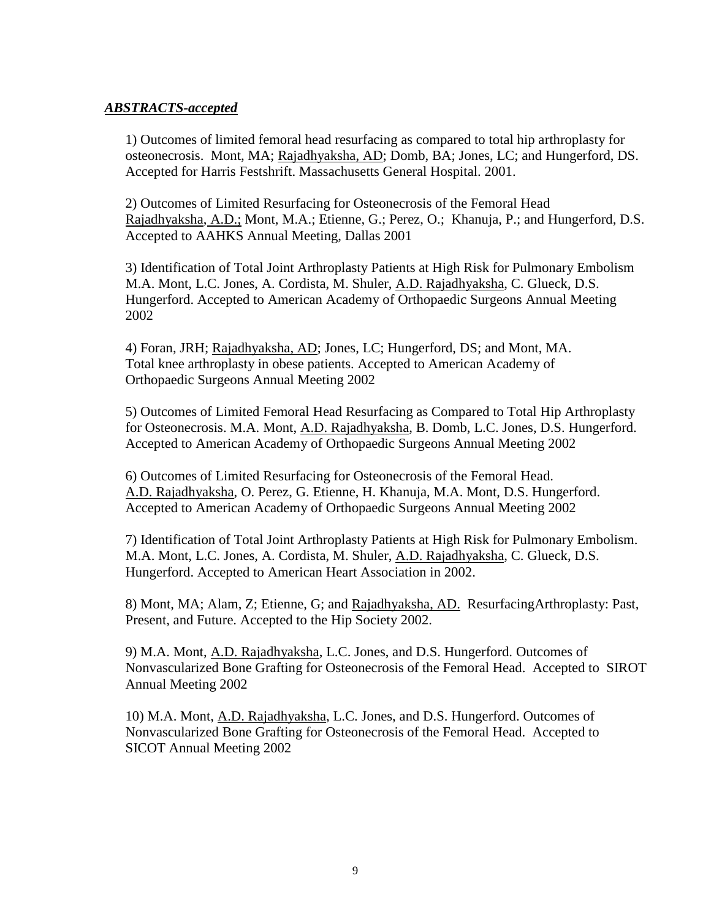***ABSTRACTS-accepted***

1) Outcomes of limited femoral head resurfacing as compared to total hip arthroplasty for osteonecrosis. Mont, MA; Rajadhyaksha, AD; Domb, BA; Jones, LC; and Hungerford, DS. Accepted for Harris Festshrift. Massachusetts General Hospital. 2001.

2) Outcomes of Limited Resurfacing for Osteonecrosis of the Femoral Head Rajadhyaksha, A.D.; Mont, M.A.; Etienne, G.; Perez, O.; Khanuja, P.; and Hungerford, D.S. Accepted to AAHKS Annual Meeting, Dallas 2001

3) Identification of Total Joint Arthroplasty Patients at High Risk for Pulmonary Embolism M.A. Mont, L.C. Jones, A. Cordista, M. Shuler, A.D. Rajadhyaksha, C. Glueck, D.S. Hungerford. Accepted to American Academy of Orthopaedic Surgeons Annual Meeting 2002

4) Foran, JRH; Rajadhyaksha, AD; Jones, LC; Hungerford, DS; and Mont, MA. Total knee arthroplasty in obese patients. Accepted to American Academy of Orthopaedic Surgeons Annual Meeting 2002

5) Outcomes of Limited Femoral Head Resurfacing as Compared to Total Hip Arthroplasty for Osteonecrosis. M.A. Mont, A.D. Rajadhyaksha, B. Domb, L.C. Jones, D.S. Hungerford. Accepted to American Academy of Orthopaedic Surgeons Annual Meeting 2002

6) Outcomes of Limited Resurfacing for Osteonecrosis of the Femoral Head. A.D. Rajadhyaksha, O. Perez, G. Etienne, H. Khanuja, M.A. Mont, D.S. Hungerford. Accepted to American Academy of Orthopaedic Surgeons Annual Meeting 2002

7) Identification of Total Joint Arthroplasty Patients at High Risk for Pulmonary Embolism. M.A. Mont, L.C. Jones, A. Cordista, M. Shuler, A.D. Rajadhyaksha, C. Glueck, D.S. Hungerford. Accepted to American Heart Association in 2002.

8) Mont, MA; Alam, Z; Etienne, G; and Rajadhyaksha, AD. ResurfacingArthroplasty: Past, Present, and Future. Accepted to the Hip Society 2002.

9) M.A. Mont, A.D. Rajadhyaksha, L.C. Jones, and D.S. Hungerford. Outcomes of Nonvascularized Bone Grafting for Osteonecrosis of the Femoral Head. Accepted to SIROT Annual Meeting 2002

10) M.A. Mont, A.D. Rajadhyaksha, L.C. Jones, and D.S. Hungerford. Outcomes of Nonvascularized Bone Grafting for Osteonecrosis of the Femoral Head. Accepted to SICOT Annual Meeting 2002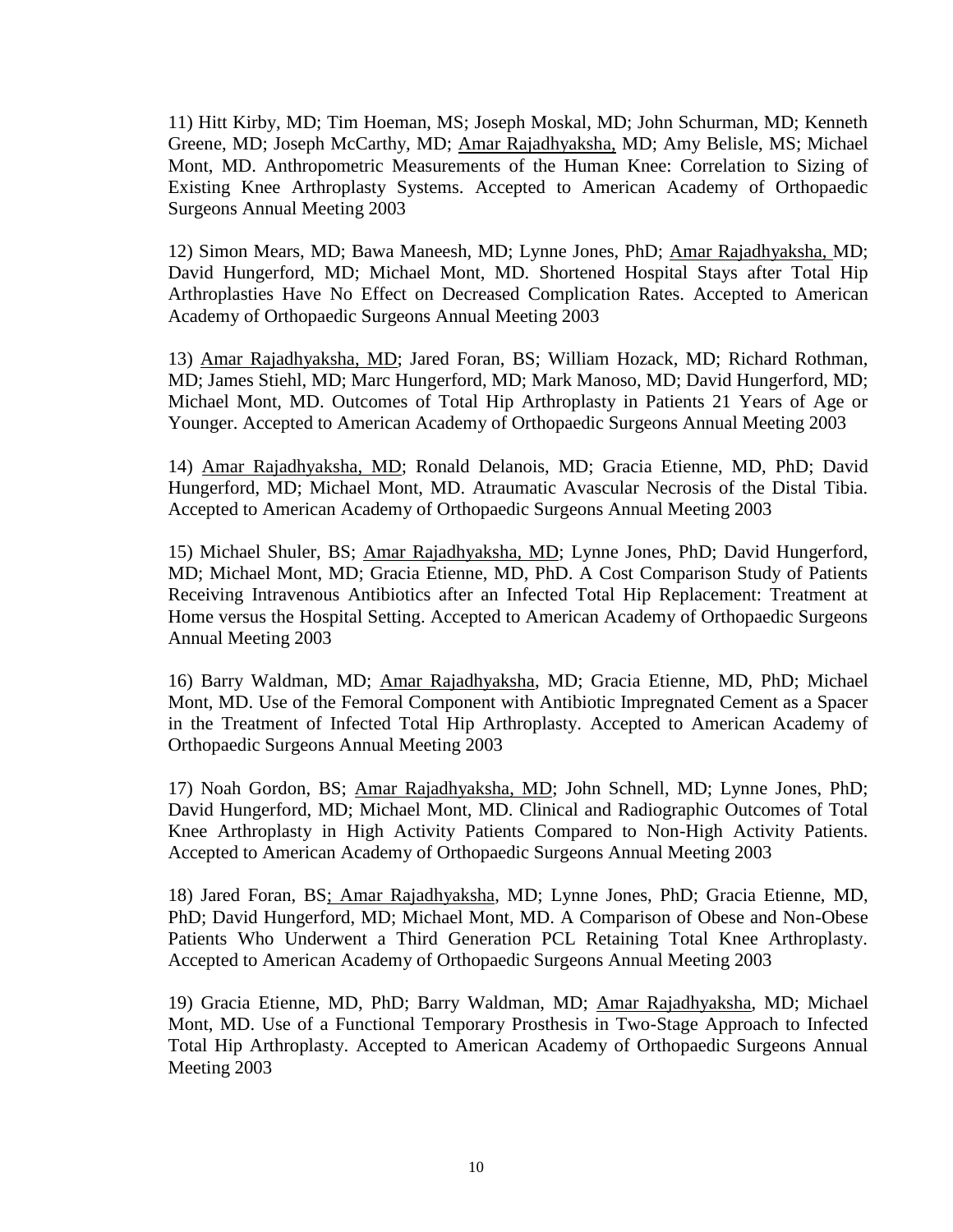11) Hitt Kirby, MD; Tim Hoeman, MS; Joseph Moskal, MD; John Schurman, MD; Kenneth Greene, MD; Joseph McCarthy, MD; Amar Rajadhyaksha, MD; Amy Belisle, MS; Michael Mont, MD. Anthropometric Measurements of the Human Knee: Correlation to Sizing of Existing Knee Arthroplasty Systems. Accepted to American Academy of Orthopaedic Surgeons Annual Meeting 2003

12) Simon Mears, MD; Bawa Maneesh, MD; Lynne Jones, PhD; Amar Rajadhyaksha, MD; David Hungerford, MD; Michael Mont, MD. Shortened Hospital Stays after Total Hip Arthroplasties Have No Effect on Decreased Complication Rates. Accepted to American Academy of Orthopaedic Surgeons Annual Meeting 2003

13) Amar Rajadhyaksha, MD; Jared Foran, BS; William Hozack, MD; Richard Rothman, MD; James Stiehl, MD; Marc Hungerford, MD; Mark Manoso, MD; David Hungerford, MD; Michael Mont, MD. Outcomes of Total Hip Arthroplasty in Patients 21 Years of Age or Younger. Accepted to American Academy of Orthopaedic Surgeons Annual Meeting 2003

14) Amar Rajadhyaksha, MD; Ronald Delanois, MD; Gracia Etienne, MD, PhD; David Hungerford, MD; Michael Mont, MD. Atraumatic Avascular Necrosis of the Distal Tibia. Accepted to American Academy of Orthopaedic Surgeons Annual Meeting 2003

15) Michael Shuler, BS; Amar Rajadhyaksha, MD; Lynne Jones, PhD; David Hungerford, MD; Michael Mont, MD; Gracia Etienne, MD, PhD. A Cost Comparison Study of Patients Receiving Intravenous Antibiotics after an Infected Total Hip Replacement: Treatment at Home versus the Hospital Setting. Accepted to American Academy of Orthopaedic Surgeons Annual Meeting 2003

16) Barry Waldman, MD; Amar Rajadhyaksha, MD; Gracia Etienne, MD, PhD; Michael Mont, MD. Use of the Femoral Component with Antibiotic Impregnated Cement as a Spacer in the Treatment of Infected Total Hip Arthroplasty. Accepted to American Academy of Orthopaedic Surgeons Annual Meeting 2003

17) Noah Gordon, BS; Amar Rajadhyaksha, MD; John Schnell, MD; Lynne Jones, PhD; David Hungerford, MD; Michael Mont, MD. Clinical and Radiographic Outcomes of Total Knee Arthroplasty in High Activity Patients Compared to Non-High Activity Patients. Accepted to American Academy of Orthopaedic Surgeons Annual Meeting 2003

18) Jared Foran, BS; Amar Rajadhyaksha, MD; Lynne Jones, PhD; Gracia Etienne, MD, PhD; David Hungerford, MD; Michael Mont, MD. A Comparison of Obese and Non-Obese Patients Who Underwent a Third Generation PCL Retaining Total Knee Arthroplasty. Accepted to American Academy of Orthopaedic Surgeons Annual Meeting 2003

19) Gracia Etienne, MD, PhD; Barry Waldman, MD; Amar Rajadhyaksha, MD; Michael Mont, MD. Use of a Functional Temporary Prosthesis in Two-Stage Approach to Infected Total Hip Arthroplasty. Accepted to American Academy of Orthopaedic Surgeons Annual Meeting 2003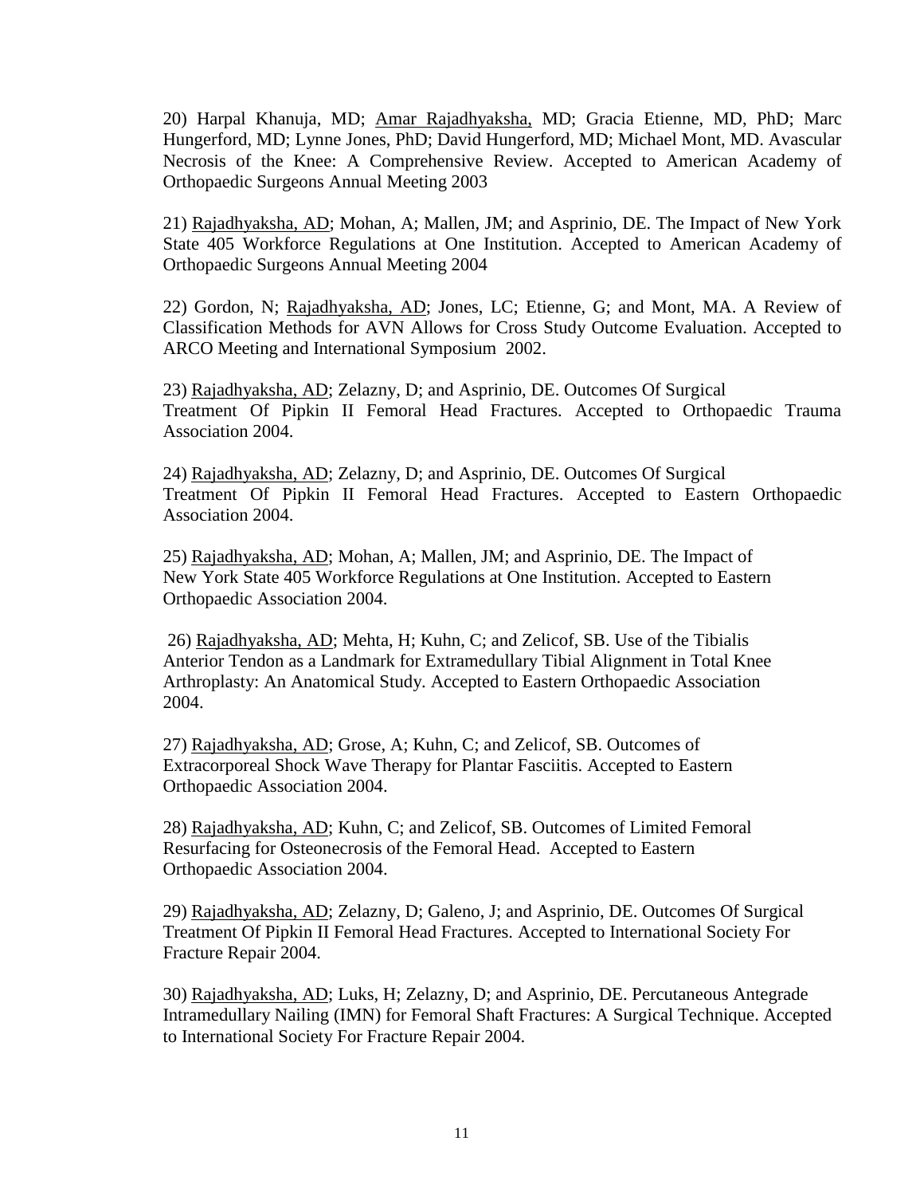20) Harpal Khanuja, MD; Amar Rajadhyaksha, MD; Gracia Etienne, MD, PhD; Marc Hungerford, MD; Lynne Jones, PhD; David Hungerford, MD; Michael Mont, MD. Avascular Necrosis of the Knee: A Comprehensive Review. Accepted to American Academy of Orthopaedic Surgeons Annual Meeting 2003

21) Rajadhyaksha, AD; Mohan, A; Mallen, JM; and Asprinio, DE. The Impact of New York State 405 Workforce Regulations at One Institution. Accepted to American Academy of Orthopaedic Surgeons Annual Meeting 2004

22) Gordon, N; Rajadhyaksha, AD; Jones, LC; Etienne, G; and Mont, MA. A Review of Classification Methods for AVN Allows for Cross Study Outcome Evaluation. Accepted to ARCO Meeting and International Symposium 2002.

23) Rajadhyaksha, AD; Zelazny, D; and Asprinio, DE. Outcomes Of Surgical Treatment Of Pipkin II Femoral Head Fractures. Accepted to Orthopaedic Trauma Association 2004.

24) Rajadhyaksha, AD; Zelazny, D; and Asprinio, DE. Outcomes Of Surgical Treatment Of Pipkin II Femoral Head Fractures. Accepted to Eastern Orthopaedic Association 2004.

25) Rajadhyaksha, AD; Mohan, A; Mallen, JM; and Asprinio, DE. The Impact of New York State 405 Workforce Regulations at One Institution. Accepted to Eastern Orthopaedic Association 2004.

26) Rajadhyaksha, AD; Mehta, H; Kuhn, C; and Zelicof, SB. Use of the Tibialis Anterior Tendon as a Landmark for Extramedullary Tibial Alignment in Total Knee Arthroplasty: An Anatomical Study. Accepted to Eastern Orthopaedic Association 2004.

27) Rajadhyaksha, AD; Grose, A; Kuhn, C; and Zelicof, SB. Outcomes of Extracorporeal Shock Wave Therapy for Plantar Fasciitis. Accepted to Eastern Orthopaedic Association 2004.

28) Rajadhyaksha, AD; Kuhn, C; and Zelicof, SB. Outcomes of Limited Femoral Resurfacing for Osteonecrosis of the Femoral Head. Accepted to Eastern Orthopaedic Association 2004.

29) Rajadhyaksha, AD; Zelazny, D; Galeno, J; and Asprinio, DE. Outcomes Of Surgical Treatment Of Pipkin II Femoral Head Fractures. Accepted to International Society For Fracture Repair 2004.

30) Rajadhyaksha, AD; Luks, H; Zelazny, D; and Asprinio, DE. Percutaneous Antegrade Intramedullary Nailing (IMN) for Femoral Shaft Fractures: A Surgical Technique. Accepted to International Society For Fracture Repair 2004.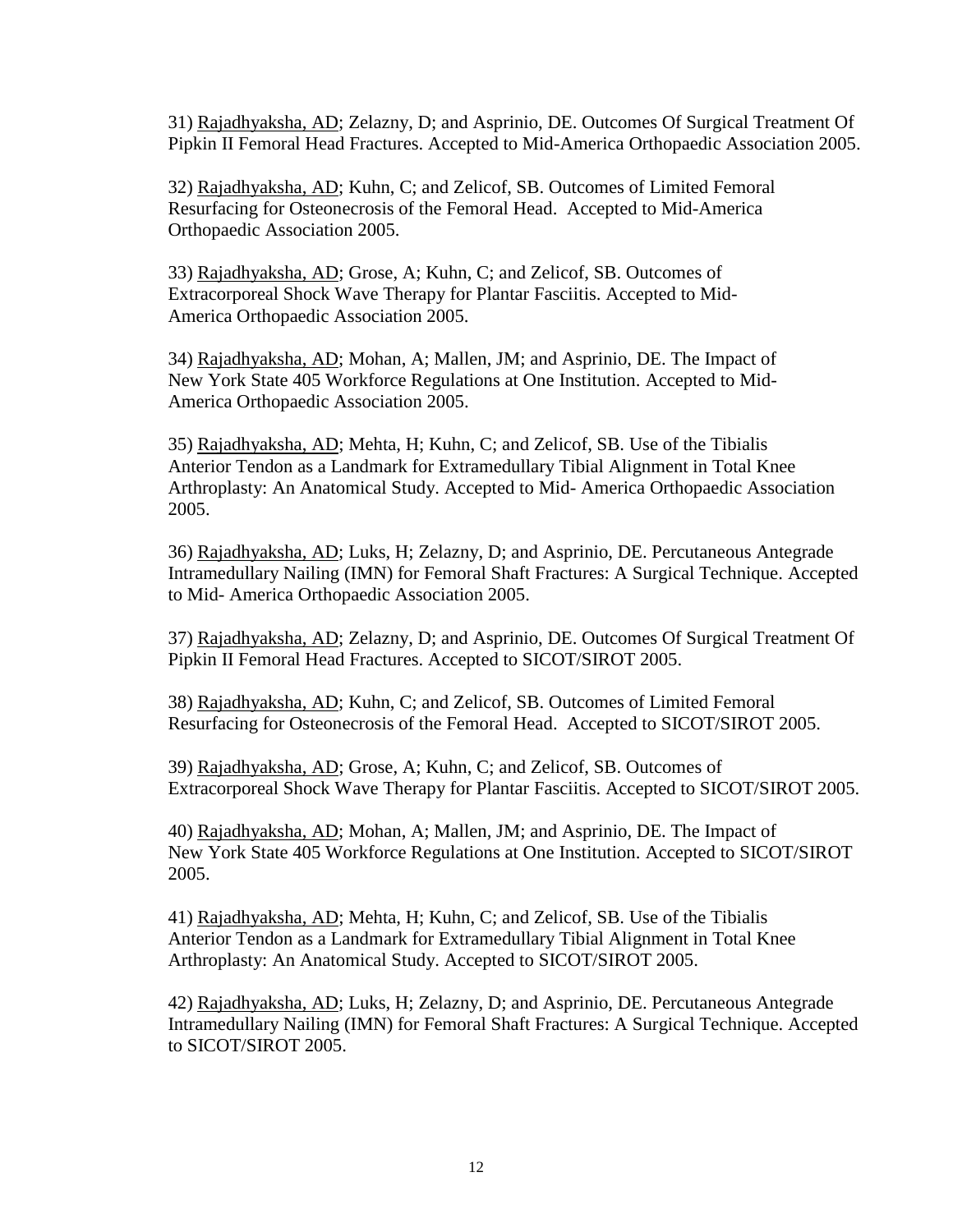31) <u>Rajadhyaksha, AD</u>; Zelazny, D; and Asprinio, DE. Outcomes Of Surgical Treatment Of Pipkin II Femoral Head Fractures. Accepted to Mid-America Orthopaedic Association 2005.

32) <u>Rajadhyaksha, AD</u>; Kuhn, C; and Zelicof, SB. Outcomes of Limited Femoral Resurfacing for Osteonecrosis of the Femoral Head. Accepted to Mid-America Orthopaedic Association 2005.

33) <u>Rajadhyaksha, AD</u>; Grose, A; Kuhn, C; and Zelicof, SB. Outcomes of Extracorporeal Shock Wave Therapy for Plantar Fasciitis. Accepted to Mid-America Orthopaedic Association 2005.

34) <u>Rajadhyaksha, AD</u>; Mohan, A; Mallen, JM; and Asprinio, DE. The Impact of New York State 405 Workforce Regulations at One Institution. Accepted to Mid-America Orthopaedic Association 2005.

35) <u>Rajadhyaksha, AD</u>; Mehta, H; Kuhn, C; and Zelicof, SB. Use of the Tibialis Anterior Tendon as a Landmark for Extramedullary Tibial Alignment in Total Knee Arthroplasty: An Anatomical Study. Accepted to Mid- America Orthopaedic Association 2005.

36) <u>Rajadhyaksha, AD</u>; Luks, H; Zelazny, D; and Asprinio, DE. Percutaneous Antegrade Intramedullary Nailing (IMN) for Femoral Shaft Fractures: A Surgical Technique. Accepted to Mid- America Orthopaedic Association 2005.

37) <u>Rajadhyaksha, AD</u>; Zelazny, D; and Asprinio, DE. Outcomes Of Surgical Treatment Of Pipkin II Femoral Head Fractures. Accepted to SICOT/SIROT 2005.

38) <u>Rajadhyaksha, AD</u>; Kuhn, C; and Zelicof, SB. Outcomes of Limited Femoral Resurfacing for Osteonecrosis of the Femoral Head. Accepted to SICOT/SIROT 2005.

39) <u>Rajadhyaksha, AD</u>; Grose, A; Kuhn, C; and Zelicof, SB. Outcomes of Extracorporeal Shock Wave Therapy for Plantar Fasciitis. Accepted to SICOT/SIROT 2005.

40) <u>Rajadhyaksha, AD</u>; Mohan, A; Mallen, JM; and Asprinio, DE. The Impact of New York State 405 Workforce Regulations at One Institution. Accepted to SICOT/SIROT 2005.

41) <u>Rajadhyaksha, AD</u>; Mehta, H; Kuhn, C; and Zelicof, SB. Use of the Tibialis Anterior Tendon as a Landmark for Extramedullary Tibial Alignment in Total Knee Arthroplasty: An Anatomical Study. Accepted to SICOT/SIROT 2005.

42) <u>Rajadhyaksha, AD</u>; Luks, H; Zelazny, D; and Asprinio, DE. Percutaneous Antegrade Intramedullary Nailing (IMN) for Femoral Shaft Fractures: A Surgical Technique. Accepted to SICOT/SIROT 2005.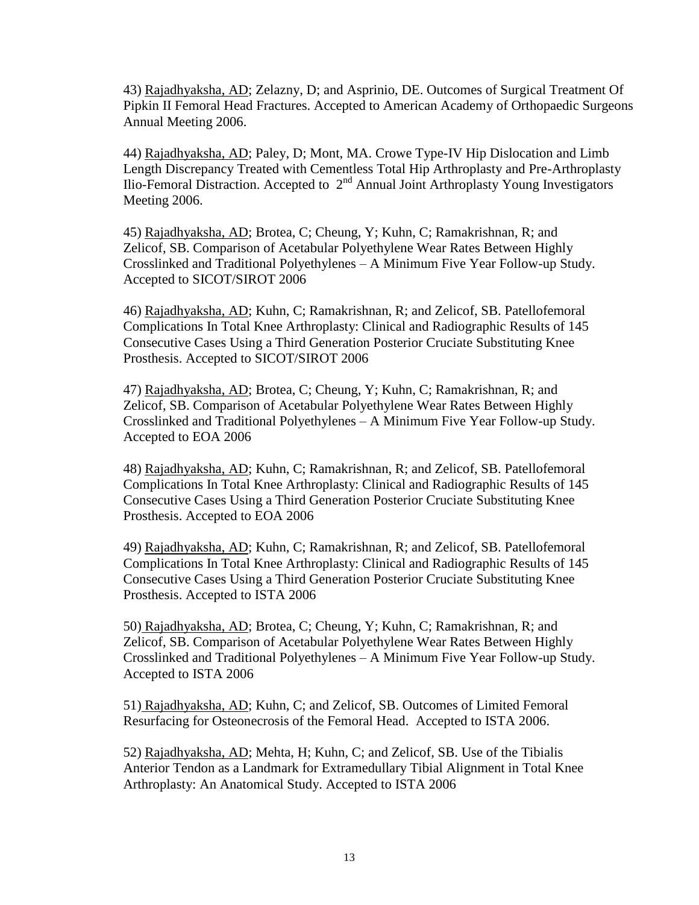43) <u>Rajadhyaksha, AD</u>; Zelazny, D; and Asprinio, DE. Outcomes of Surgical Treatment Of Pipkin II Femoral Head Fractures. Accepted to American Academy of Orthopaedic Surgeons Annual Meeting 2006.

44) <u>Rajadhyaksha, AD</u>; Paley, D; Mont, MA. Crowe Type-IV Hip Dislocation and Limb Length Discrepancy Treated with Cementless Total Hip Arthroplasty and Pre-Arthroplasty Ilio-Femoral Distraction. Accepted to 2nd Annual Joint Arthroplasty Young Investigators Meeting 2006.

45) <u>Rajadhyaksha, AD</u>; Brotea, C; Cheung, Y; Kuhn, C; Ramakrishnan, R; and Zelicof, SB. Comparison of Acetabular Polyethylene Wear Rates Between Highly Crosslinked and Traditional Polyethylenes – A Minimum Five Year Follow-up Study. Accepted to SICOT/SIROT 2006

46) <u>Rajadhyaksha, AD</u>; Kuhn, C; Ramakrishnan, R; and Zelicof, SB. Patellofemoral Complications In Total Knee Arthroplasty: Clinical and Radiographic Results of 145 Consecutive Cases Using a Third Generation Posterior Cruciate Substituting Knee Prosthesis. Accepted to SICOT/SIROT 2006

47) <u>Rajadhyaksha, AD</u>; Brotea, C; Cheung, Y; Kuhn, C; Ramakrishnan, R; and Zelicof, SB. Comparison of Acetabular Polyethylene Wear Rates Between Highly Crosslinked and Traditional Polyethylenes – A Minimum Five Year Follow-up Study. Accepted to EOA 2006

48) <u>Rajadhyaksha, AD</u>; Kuhn, C; Ramakrishnan, R; and Zelicof, SB. Patellofemoral Complications In Total Knee Arthroplasty: Clinical and Radiographic Results of 145 Consecutive Cases Using a Third Generation Posterior Cruciate Substituting Knee Prosthesis. Accepted to EOA 2006

49) <u>Rajadhyaksha, AD</u>; Kuhn, C; Ramakrishnan, R; and Zelicof, SB. Patellofemoral Complications In Total Knee Arthroplasty: Clinical and Radiographic Results of 145 Consecutive Cases Using a Third Generation Posterior Cruciate Substituting Knee Prosthesis. Accepted to ISTA 2006

50) <u>Rajadhyaksha, AD</u>; Brotea, C; Cheung, Y; Kuhn, C; Ramakrishnan, R; and Zelicof, SB. Comparison of Acetabular Polyethylene Wear Rates Between Highly Crosslinked and Traditional Polyethylenes – A Minimum Five Year Follow-up Study. Accepted to ISTA 2006

51) <u>Rajadhyaksha, AD</u>; Kuhn, C; and Zelicof, SB. Outcomes of Limited Femoral Resurfacing for Osteonecrosis of the Femoral Head. Accepted to ISTA 2006.

52) <u>Rajadhyaksha, AD</u>; Mehta, H; Kuhn, C; and Zelicof, SB. Use of the Tibialis Anterior Tendon as a Landmark for Extramedullary Tibial Alignment in Total Knee Arthroplasty: An Anatomical Study. Accepted to ISTA 2006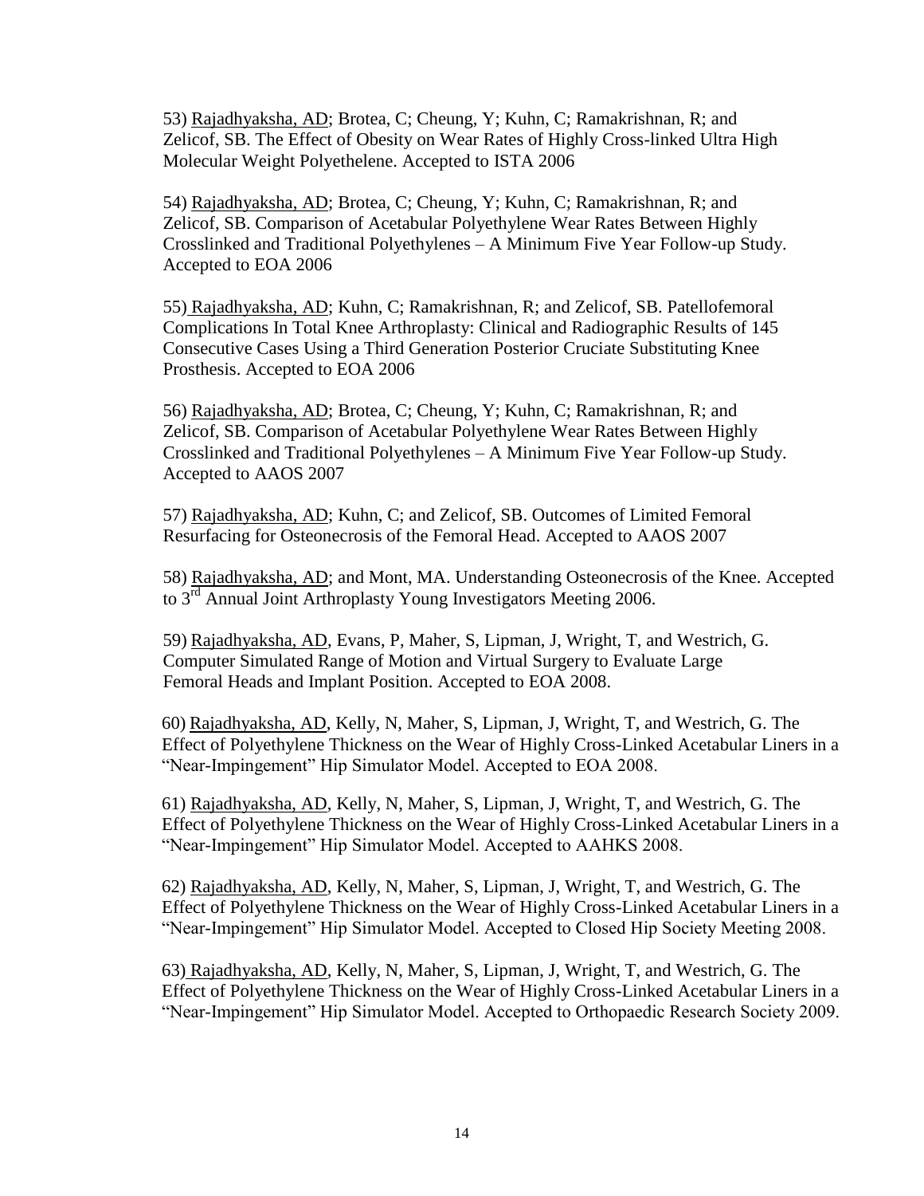53) <u>Rajadhyaksha, AD</u>; Brotea, C; Cheung, Y; Kuhn, C; Ramakrishnan, R; and Zelicof, SB. The Effect of Obesity on Wear Rates of Highly Cross-linked Ultra High Molecular Weight Polyethelene. Accepted to ISTA 2006

54) <u>Rajadhyaksha, AD</u>; Brotea, C; Cheung, Y; Kuhn, C; Ramakrishnan, R; and Zelicof, SB. Comparison of Acetabular Polyethylene Wear Rates Between Highly Crosslinked and Traditional Polyethylenes – A Minimum Five Year Follow-up Study. Accepted to EOA 2006

55) <u>Rajadhyaksha, AD</u>; Kuhn, C; Ramakrishnan, R; and Zelicof, SB. Patellofemoral Complications In Total Knee Arthroplasty: Clinical and Radiographic Results of 145 Consecutive Cases Using a Third Generation Posterior Cruciate Substituting Knee Prosthesis. Accepted to EOA 2006

56) <u>Rajadhyaksha, AD</u>; Brotea, C; Cheung, Y; Kuhn, C; Ramakrishnan, R; and Zelicof, SB. Comparison of Acetabular Polyethylene Wear Rates Between Highly Crosslinked and Traditional Polyethylenes – A Minimum Five Year Follow-up Study. Accepted to AAOS 2007

57) <u>Rajadhyaksha, AD</u>; Kuhn, C; and Zelicof, SB. Outcomes of Limited Femoral Resurfacing for Osteonecrosis of the Femoral Head. Accepted to AAOS 2007

58) <u>Rajadhyaksha, AD</u>; and Mont, MA. Understanding Osteonecrosis of the Knee. Accepted to 3rd Annual Joint Arthroplasty Young Investigators Meeting 2006.

59) <u>Rajadhyaksha, AD</u>, Evans, P, Maher, S, Lipman, J, Wright, T, and Westrich, G. Computer Simulated Range of Motion and Virtual Surgery to Evaluate Large Femoral Heads and Implant Position. Accepted to EOA 2008.

60) <u>Rajadhyaksha, AD</u>, Kelly, N, Maher, S, Lipman, J, Wright, T, and Westrich, G. The Effect of Polyethylene Thickness on the Wear of Highly Cross-Linked Acetabular Liners in a "Near-Impingement" Hip Simulator Model. Accepted to EOA 2008.

61) <u>Rajadhyaksha, AD</u>, Kelly, N, Maher, S, Lipman, J, Wright, T, and Westrich, G. The Effect of Polyethylene Thickness on the Wear of Highly Cross-Linked Acetabular Liners in a "Near-Impingement" Hip Simulator Model. Accepted to AAHKS 2008.

62) <u>Rajadhyaksha, AD</u>, Kelly, N, Maher, S, Lipman, J, Wright, T, and Westrich, G. The Effect of Polyethylene Thickness on the Wear of Highly Cross-Linked Acetabular Liners in a "Near-Impingement" Hip Simulator Model. Accepted to Closed Hip Society Meeting 2008.

63) <u>Rajadhyaksha, AD</u>, Kelly, N, Maher, S, Lipman, J, Wright, T, and Westrich, G. The Effect of Polyethylene Thickness on the Wear of Highly Cross-Linked Acetabular Liners in a "Near-Impingement" Hip Simulator Model. Accepted to Orthopaedic Research Society 2009.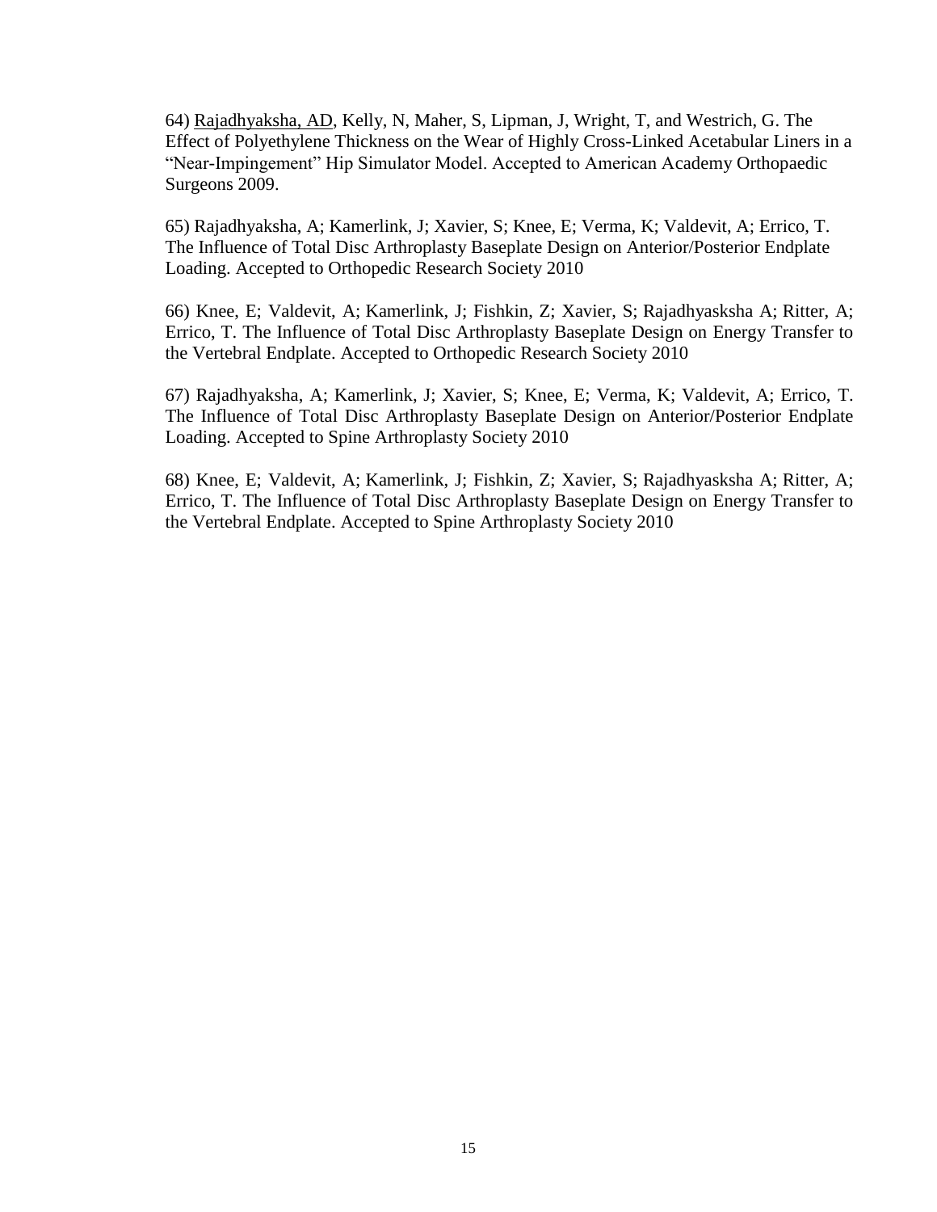64) <u>Rajadhyaksha, AD</u>, Kelly, N, Maher, S, Lipman, J, Wright, T, and Westrich, G. The Effect of Polyethylene Thickness on the Wear of Highly Cross-Linked Acetabular Liners in a "Near-Impingement" Hip Simulator Model. Accepted to American Academy Orthopaedic Surgeons 2009.

65) Rajadhyaksha, A; Kamerlink, J; Xavier, S; Knee, E; Verma, K; Valdevit, A; Errico, T. The Influence of Total Disc Arthroplasty Baseplate Design on Anterior/Posterior Endplate Loading. Accepted to Orthopedic Research Society 2010

66) Knee, E; Valdevit, A; Kamerlink, J; Fishkin, Z; Xavier, S; Rajadhyasksha A; Ritter, A; Errico, T. The Influence of Total Disc Arthroplasty Baseplate Design on Energy Transfer to the Vertebral Endplate. Accepted to Orthopedic Research Society 2010

67) Rajadhyaksha, A; Kamerlink, J; Xavier, S; Knee, E; Verma, K; Valdevit, A; Errico, T. The Influence of Total Disc Arthroplasty Baseplate Design on Anterior/Posterior Endplate Loading. Accepted to Spine Arthroplasty Society 2010

68) Knee, E; Valdevit, A; Kamerlink, J; Fishkin, Z; Xavier, S; Rajadhyasksha A; Ritter, A; Errico, T. The Influence of Total Disc Arthroplasty Baseplate Design on Energy Transfer to the Vertebral Endplate. Accepted to Spine Arthroplasty Society 2010